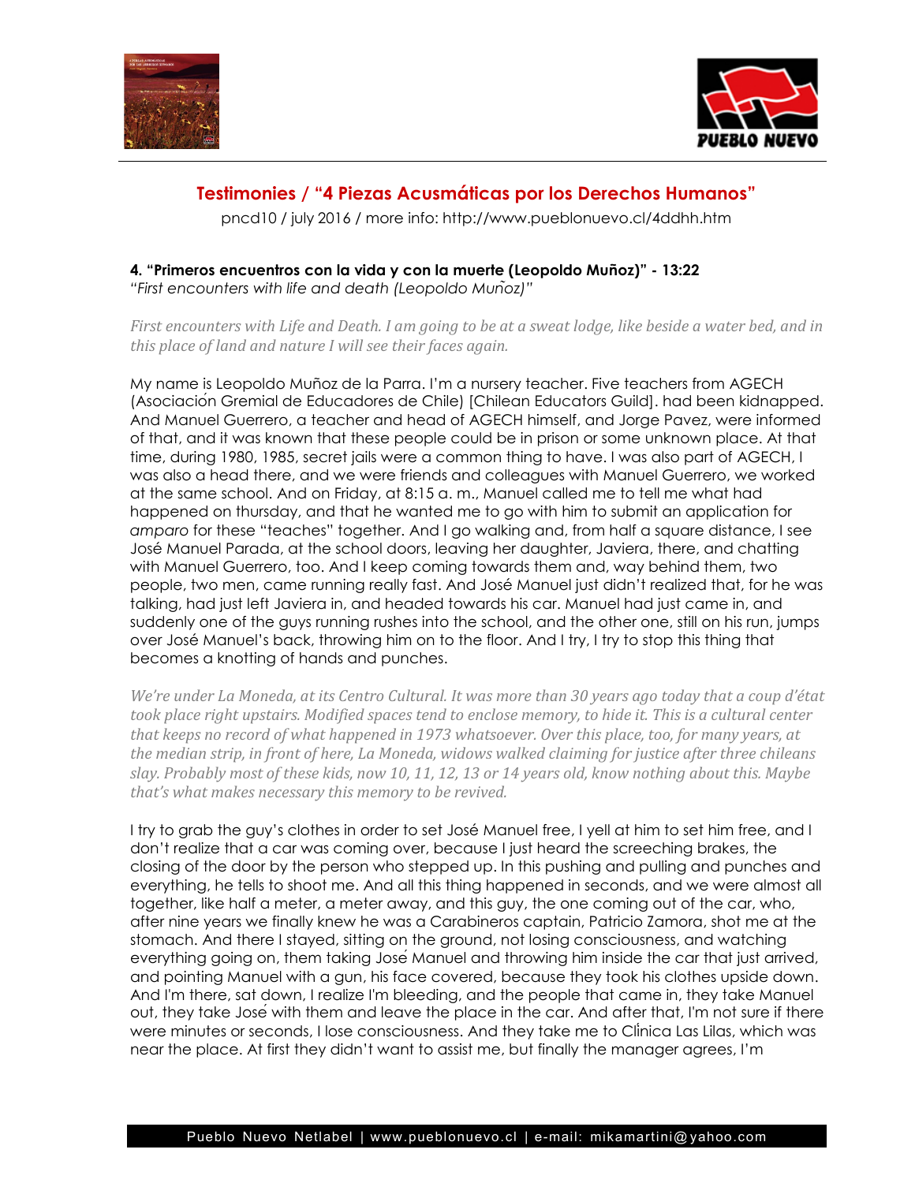## Testimonies / "4 Piezas Acusmáticas por los Derechos Humanos"

pncd10 / july 2016 / more info: http://www.pueblonuevo.cl/4ddhh.htm

**4. "Primeros encuentros con la vida y con la muerte (Leopoldo Muñoz)" - 13:22**
*"First encounters with life and death (Leopoldo Muñoz)"*

*First encounters with Life and Death. I am going to be at a sweat lodge, like beside a water bed, and in this place of land and nature I will see their faces again.*

My name is Leopoldo Muñoz de la Parra. I'm a nursery teacher. Five teachers from AGECH (Asociación Gremial de Educadores de Chile) [Chilean Educators Guild]. had been kidnapped. And Manuel Guerrero, a teacher and head of AGECH himself, and Jorge Pavez, were informed of that, and it was known that these people could be in prison or some unknown place. At that time, during 1980, 1985, secret jails were a common thing to have. I was also part of AGECH, I was also a head there, and we were friends and colleagues with Manuel Guerrero, we worked at the same school. And on Friday, at 8:15 a. m., Manuel called me to tell me what had happened on thursday, and that he wanted me to go with him to submit an application for *amparo* for these "teaches" together. And I go walking and, from half a square distance, I see José Manuel Parada, at the school doors, leaving her daughter, Javiera, there, and chatting with Manuel Guerrero, too. And I keep coming towards them and, way behind them, two people, two men, came running really fast. And José Manuel just didn't realized that, for he was talking, had just left Javiera in, and headed towards his car. Manuel had just came in, and suddenly one of the guys running rushes into the school, and the other one, still on his run, jumps over José Manuel's back, throwing him on to the floor. And I try, I try to stop this thing that becomes a knotting of hands and punches.

*We're under La Moneda, at its Centro Cultural. It was more than 30 years ago today that a coup d'état took place right upstairs. Modified spaces tend to enclose memory, to hide it. This is a cultural center that keeps no record of what happened in 1973 whatsoever. Over this place, too, for many years, at the median strip, in front of here, La Moneda, widows walked claiming for justice after three chileans slay. Probably most of these kids, now 10, 11, 12, 13 or 14 years old, know nothing about this. Maybe that's what makes necessary this memory to be revived.*

I try to grab the guy's clothes in order to set José Manuel free, I yell at him to set him free, and I don't realize that a car was coming over, because I just heard the screeching brakes, the closing of the door by the person who stepped up. In this pushing and pulling and punches and everything, he tells to shoot me. And all this thing happened in seconds, and we were almost all together, like half a meter, a meter away, and this guy, the one coming out of the car, who, after nine years we finally knew he was a Carabineros captain, Patricio Zamora, shot me at the stomach. And there I stayed, sitting on the ground, not losing consciousness, and watching everything going on, them taking José Manuel and throwing him inside the car that just arrived, and pointing Manuel with a gun, his face covered, because they took his clothes upside down. And I'm there, sat down, I realize I'm bleeding, and the people that came in, they take Manuel out, they take José with them and leave the place in the car. And after that, I'm not sure if there were minutes or seconds, I lose consciousness. And they take me to Clínica Las Lilas, which was near the place. At first they didn't want to assist me, but finally the manager agrees, I'm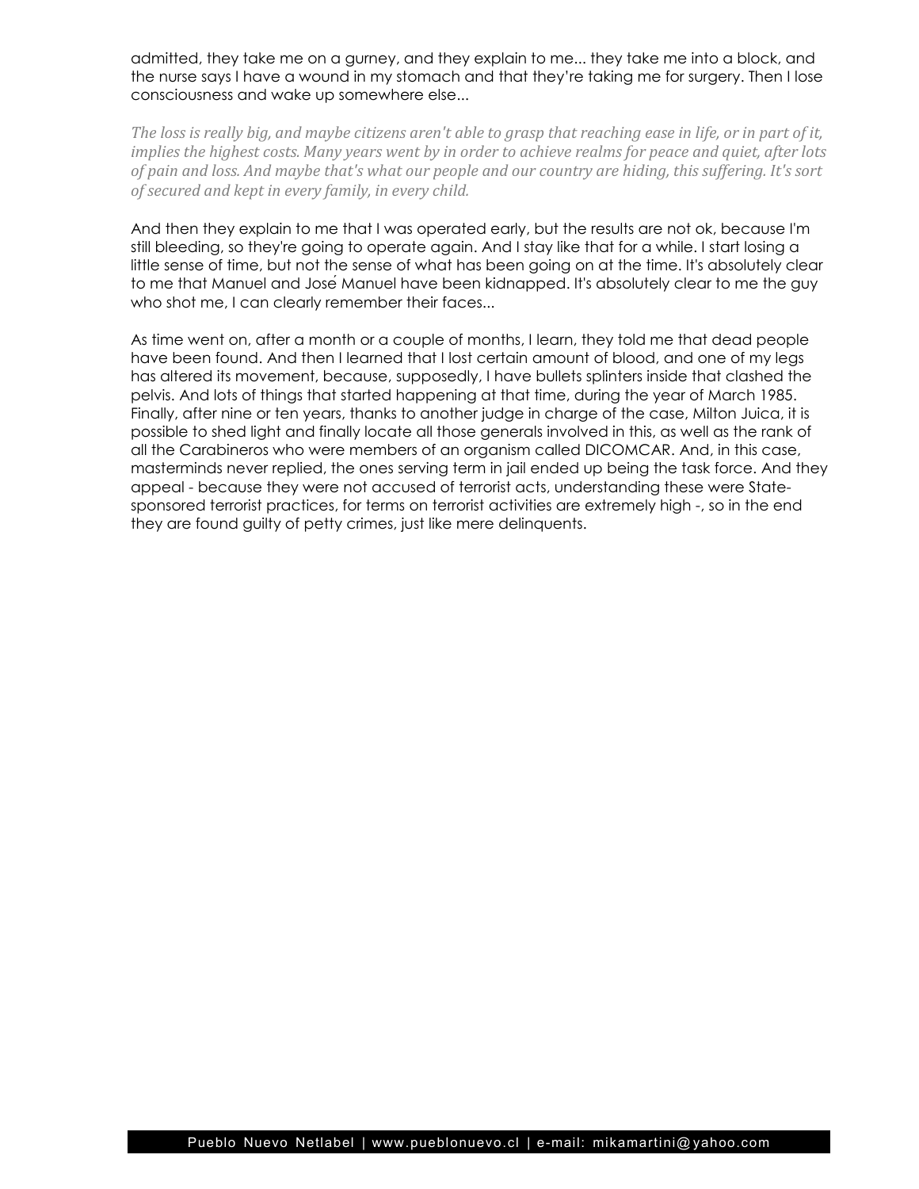admitted, they take me on a gurney, and they explain to me... they take me into a block, and the nurse says I have a wound in my stomach and that they're taking me for surgery. Then I lose consciousness and wake up somewhere else...

*The loss is really big, and maybe citizens aren't able to grasp that reaching ease in life, or in part of it, implies the highest costs. Many years went by in order to achieve realms for peace and quiet, after lots of pain and loss. And maybe that's what our people and our country are hiding, this suffering. It's sort of secured and kept in every family, in every child.*

And then they explain to me that I was operated early, but the results are not ok, because I'm still bleeding, so they're going to operate again. And I stay like that for a while. I start losing a little sense of time, but not the sense of what has been going on at the time. It's absolutely clear to me that Manuel and José Manuel have been kidnapped. It's absolutely clear to me the guy who shot me, I can clearly remember their faces...

As time went on, after a month or a couple of months, I learn, they told me that dead people have been found. And then I learned that I lost certain amount of blood, and one of my legs has altered its movement, because, supposedly, I have bullets splinters inside that clashed the pelvis. And lots of things that started happening at that time, during the year of March 1985. Finally, after nine or ten years, thanks to another judge in charge of the case, Milton Juica, it is possible to shed light and finally locate all those generals involved in this, as well as the rank of all the Carabineros who were members of an organism called DICOMCAR. And, in this case, masterminds never replied, the ones serving term in jail ended up being the task force. And they appeal - because they were not accused of terrorist acts, understanding these were State-sponsored terrorist practices, for terms on terrorist activities are extremely high -, so in the end they are found guilty of petty crimes, just like mere delinquents.